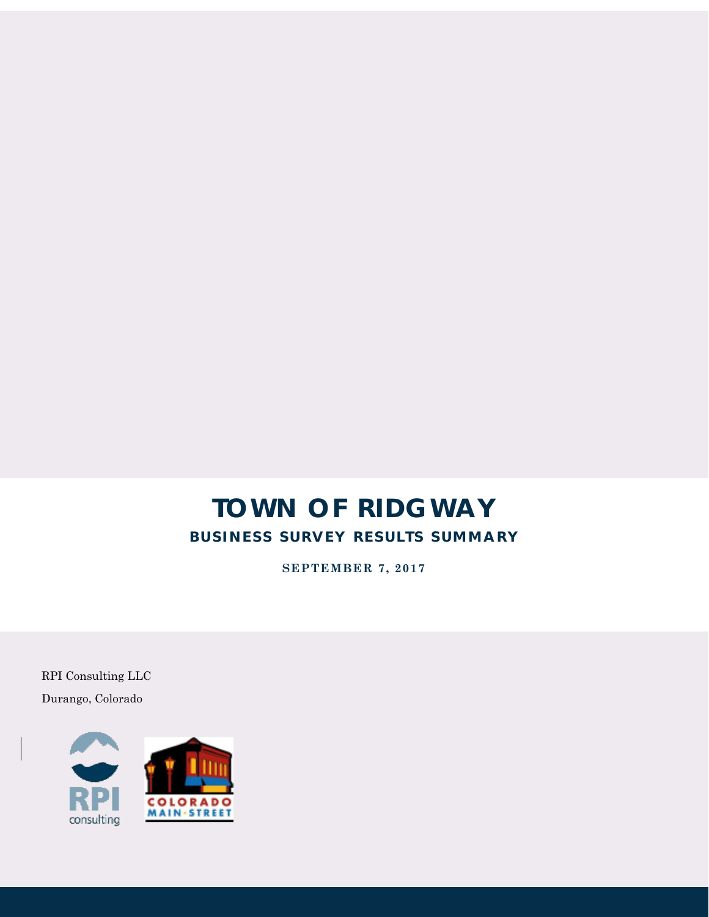# TOWN OF RIDGWAY

## BUSINESS SURVEY RESULTS SUMMARY

**SEPTEMBER 7, 2017**

RPI Consulting LLC

Durango, Colorado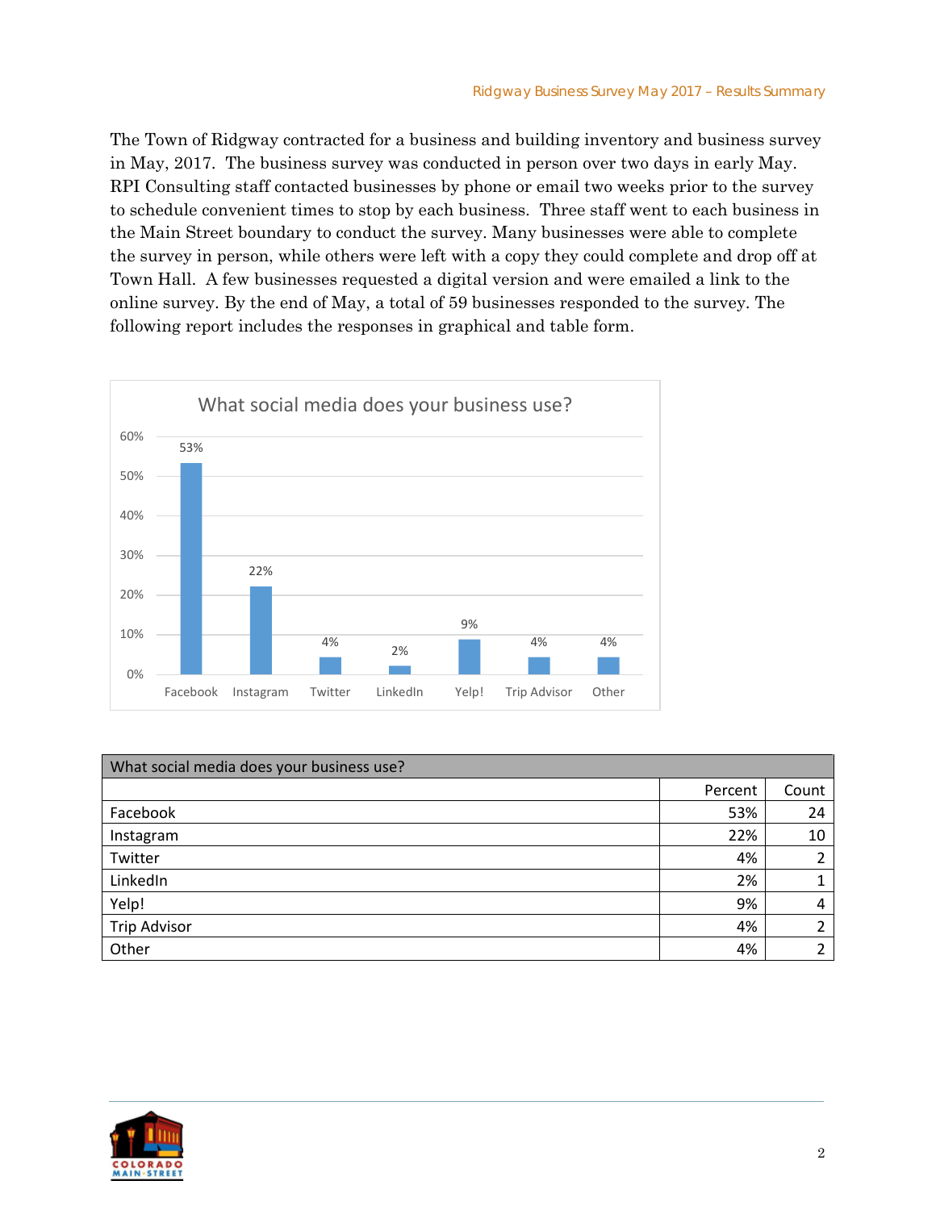The Town of Ridgway contracted for a business and building inventory and business survey in May, 2017. The business survey was conducted in person over two days in early May. RPI Consulting staff contacted businesses by phone or email two weeks prior to the survey to schedule convenient times to stop by each business. Three staff went to each business in the Main Street boundary to conduct the survey. Many businesses were able to complete the survey in person, while others were left with a copy they could complete and drop off at Town Hall. A few businesses requested a digital version and were emailed a link to the online survey. By the end of May, a total of 59 businesses responded to the survey. The following report includes the responses in graphical and table form.

**What social media does your business use?**

| | Percent |
|---|---|
| Facebook | 53% |
| Instagram | 22% |
| Twitter | 4% |
| LinkedIn | 2% |
| Yelp! | 9% |
| Trip Advisor | 4% |
| Other | 4% |

| What social media does your business use? | | |
|---|---|---|
| | Percent | Count |
| Facebook | 53% | 24 |
| Instagram | 22% | 10 |
| Twitter | 4% | 2 |
| LinkedIn | 2% | 1 |
| Yelp! | 9% | 4 |
| Trip Advisor | 4% | 2 |
| Other | 4% | 2 |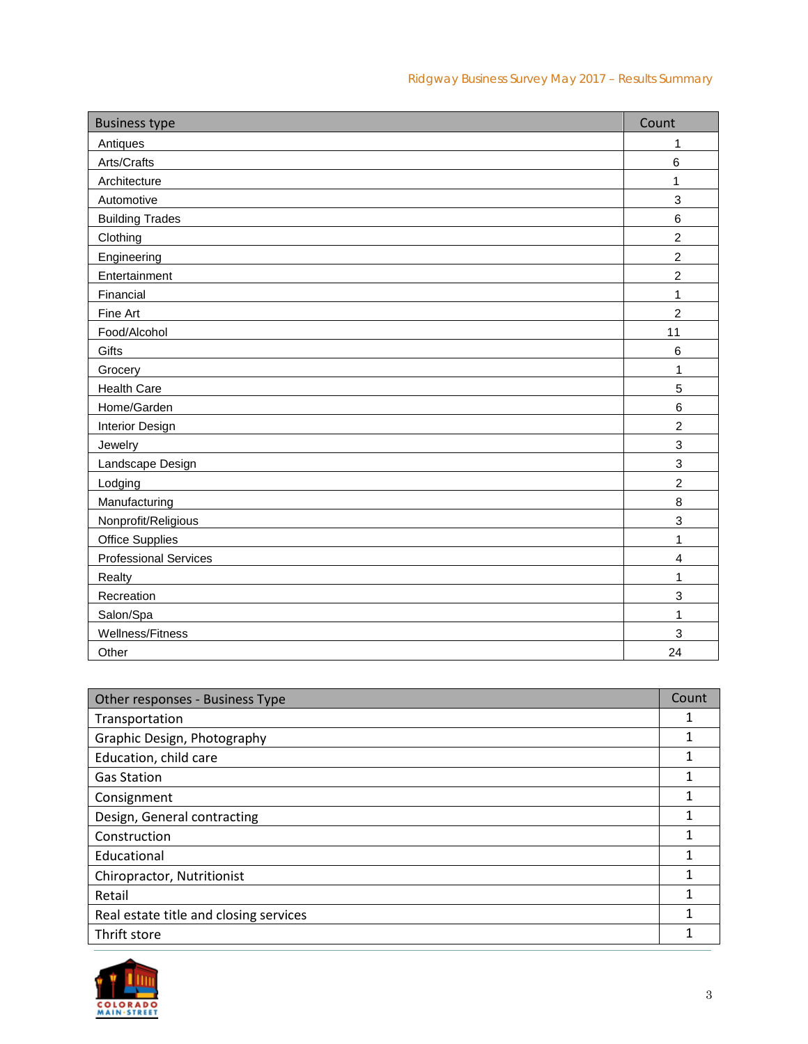| Business type | Count |
|---|---|
| Antiques | 1 |
| Arts/Crafts | 6 |
| Architecture | 1 |
| Automotive | 3 |
| Building Trades | 6 |
| Clothing | 2 |
| Engineering | 2 |
| Entertainment | 2 |
| Financial | 1 |
| Fine Art | 2 |
| Food/Alcohol | 11 |
| Gifts | 6 |
| Grocery | 1 |
| Health Care | 5 |
| Home/Garden | 6 |
| Interior Design | 2 |
| Jewelry | 3 |
| Landscape Design | 3 |
| Lodging | 2 |
| Manufacturing | 8 |
| Nonprofit/Religious | 3 |
| Office Supplies | 1 |
| Professional Services | 4 |
| Realty | 1 |
| Recreation | 3 |
| Salon/Spa | 1 |
| Wellness/Fitness | 3 |
| Other | 24 |

| Other responses - Business Type | Count |
|---|---|
| Transportation | 1 |
| Graphic Design, Photography | 1 |
| Education, child care | 1 |
| Gas Station | 1 |
| Consignment | 1 |
| Design, General contracting | 1 |
| Construction | 1 |
| Educational | 1 |
| Chiropractor, Nutritionist | 1 |
| Retail | 1 |
| Real estate title and closing services | 1 |
| Thrift store | 1 |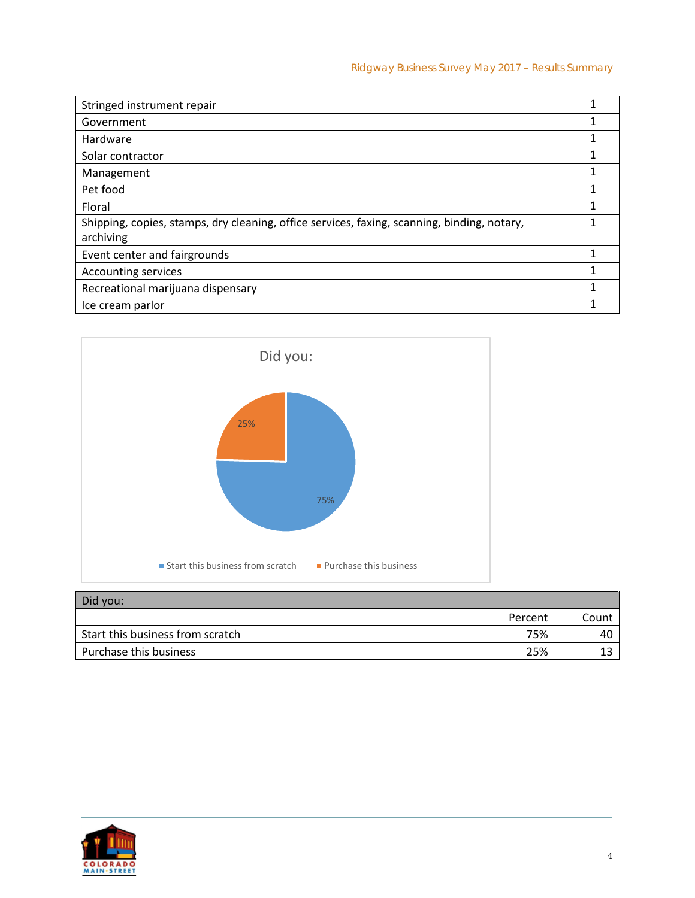| | |
|---|---|
| Stringed instrument repair | 1 |
| Government | 1 |
| Hardware | 1 |
| Solar contractor | 1 |
| Management | 1 |
| Pet food | 1 |
| Floral | 1 |
| Shipping, copies, stamps, dry cleaning, office services, faxing, scanning, binding, notary, archiving | 1 |
| Event center and fairgrounds | 1 |
| Accounting services | 1 |
| Recreational marijuana dispensary | 1 |
| Ice cream parlor | 1 |

Did you:

25%

75%

Start this business from scratch    Purchase this business

| Did you: | | |
|---|---|---|
| | Percent | Count |
| Start this business from scratch | 75% | 40 |
| Purchase this business | 25% | 13 |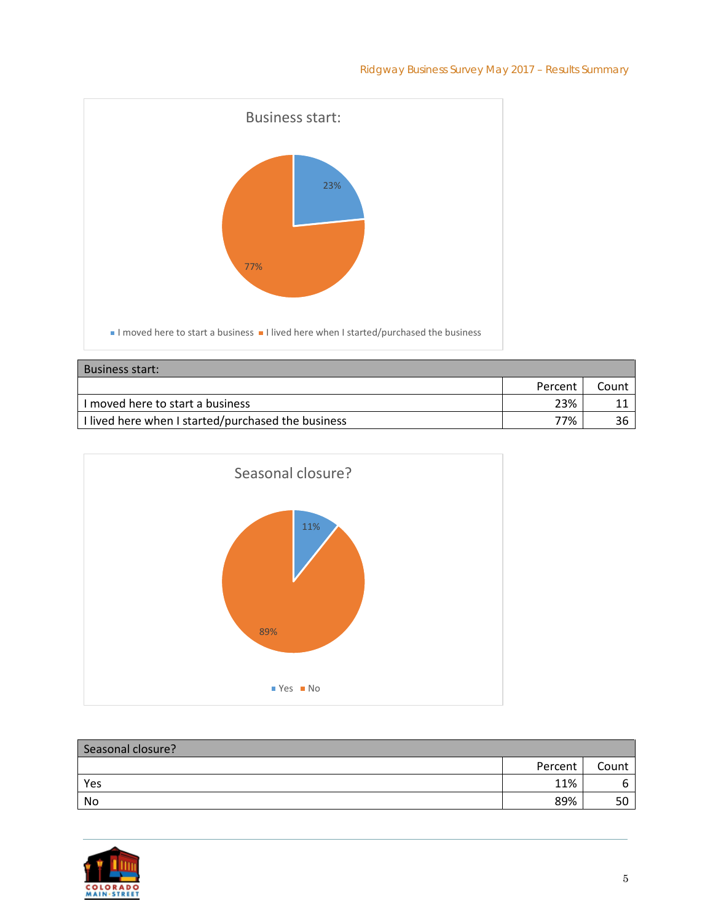| Business start: | | |
|---|---|---|
| | Percent | Count |
| I moved here to start a business | 23% | 11 |
| I lived here when I started/purchased the business | 77% | 36 |

| Seasonal closure? | | |
|---|---|---|
| | Percent | Count |
| Yes | 11% | 6 |
| No | 89% | 50 |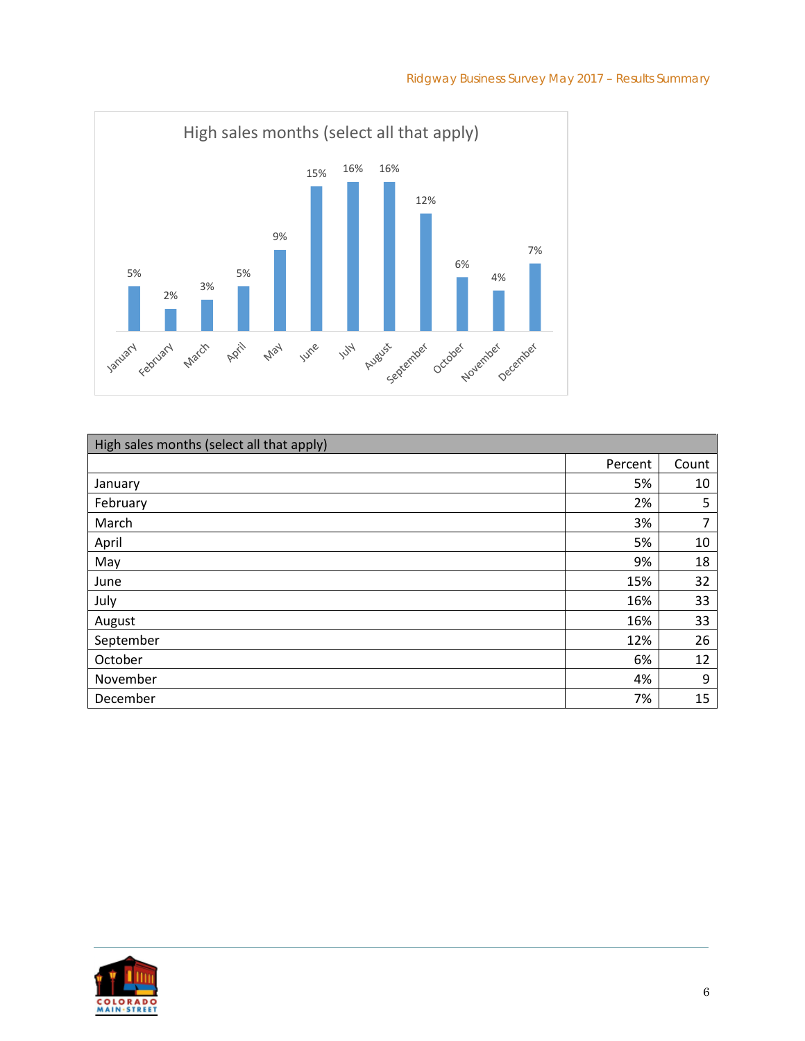High sales months (select all that apply)

| Month | Percent |
|---|---|
| January | 5% |
| February | 2% |
| March | 3% |
| April | 5% |
| May | 9% |
| June | 15% |
| July | 16% |
| August | 16% |
| September | 12% |
| October | 6% |
| November | 4% |
| December | 7% |

| High sales months (select all that apply) | | |
|---|---|---|
| | Percent | Count |
| January | 5% | 10 |
| February | 2% | 5 |
| March | 3% | 7 |
| April | 5% | 10 |
| May | 9% | 18 |
| June | 15% | 32 |
| July | 16% | 33 |
| August | 16% | 33 |
| September | 12% | 26 |
| October | 6% | 12 |
| November | 4% | 9 |
| December | 7% | 15 |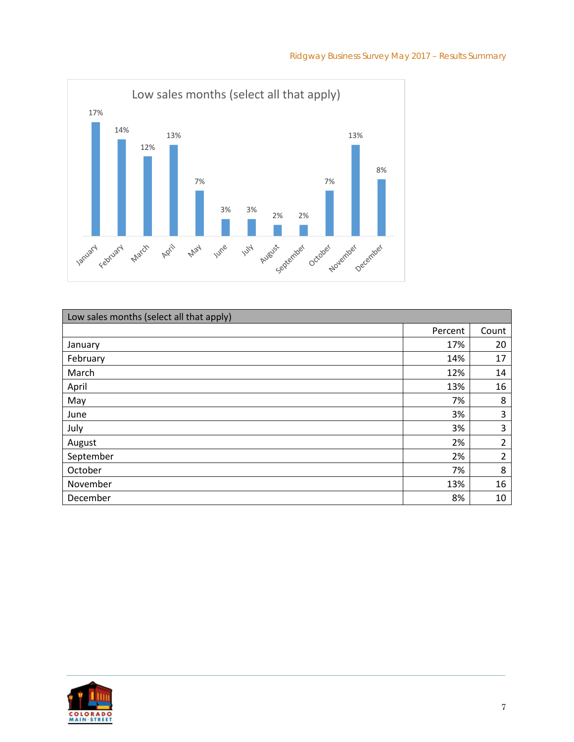| Low sales months (select all that apply) | | |
|---|---|---|
| | Percent | Count |
| January | 17% | 20 |
| February | 14% | 17 |
| March | 12% | 14 |
| April | 13% | 16 |
| May | 7% | 8 |
| June | 3% | 3 |
| July | 3% | 3 |
| August | 2% | 2 |
| September | 2% | 2 |
| October | 7% | 8 |
| November | 13% | 16 |
| December | 8% | 10 |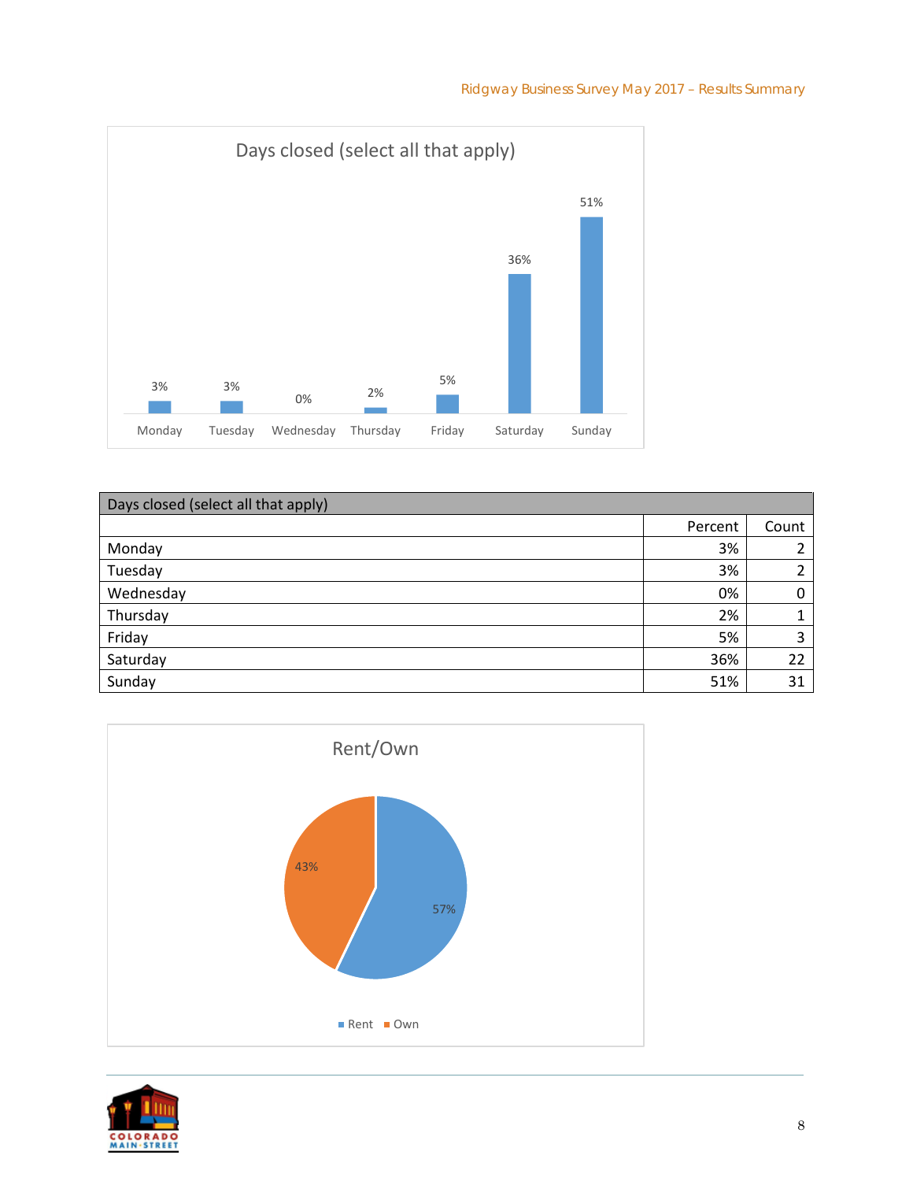Days closed (select all that apply)

| Day | Percent |
|---|---|
| Monday | 3% |
| Tuesday | 3% |
| Wednesday | 0% |
| Thursday | 2% |
| Friday | 5% |
| Saturday | 36% |
| Sunday | 51% |

| Days closed (select all that apply) | | |
|---|---|---|
| | Percent | Count |
| Monday | 3% | 2 |
| Tuesday | 3% | 2 |
| Wednesday | 0% | 0 |
| Thursday | 2% | 1 |
| Friday | 5% | 3 |
| Saturday | 36% | 22 |
| Sunday | 51% | 31 |

Rent/Own

| | Percent |
|---|---|
| Rent | 57% |
| Own | 43% |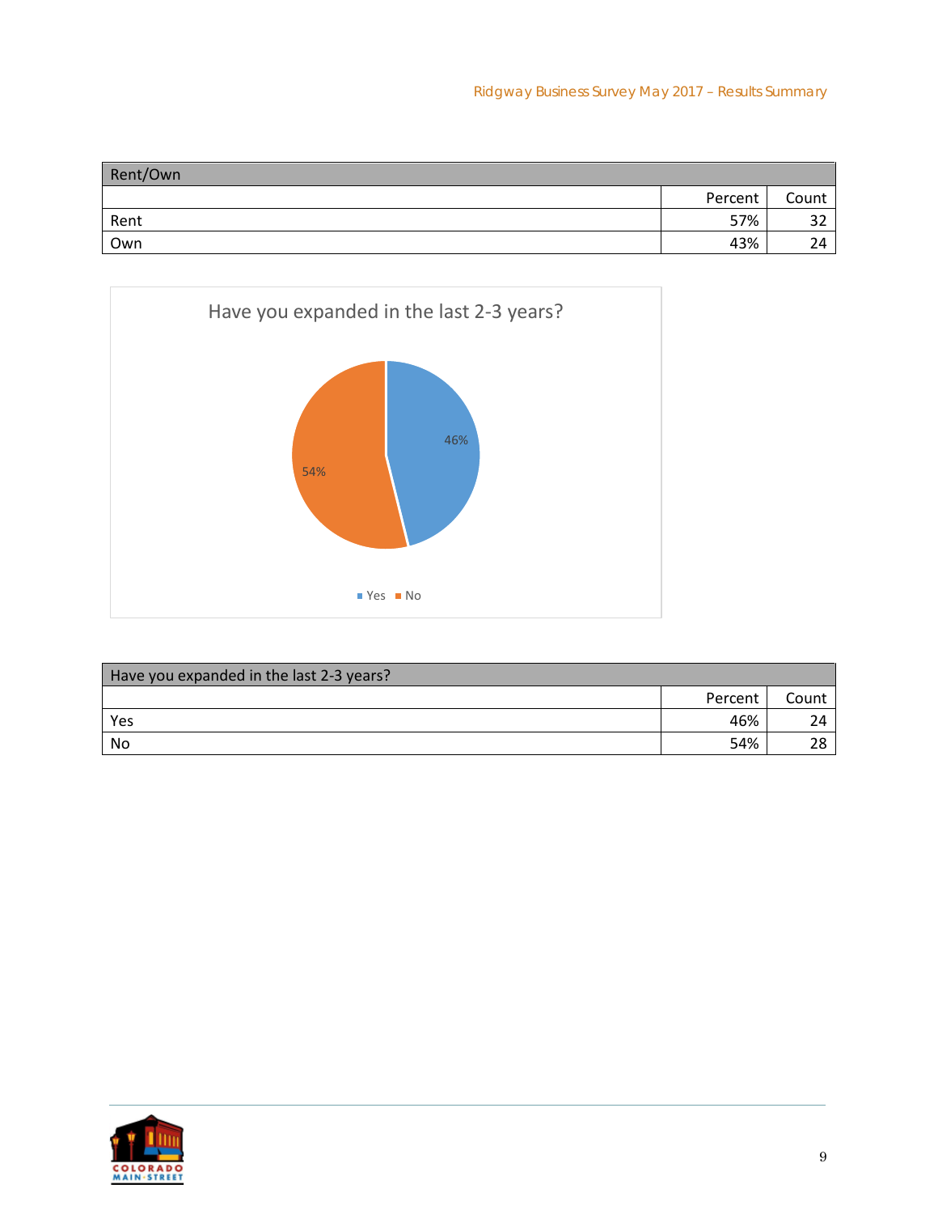| Rent/Own | | |
|---|---|---|
| | Percent | Count |
| Rent | 57% | 32 |
| Own | 43% | 24 |

Have you expanded in the last 2-3 years?

| Have you expanded in the last 2-3 years? | | |
|---|---|---|
| | Percent | Count |
| Yes | 46% | 24 |
| No | 54% | 28 |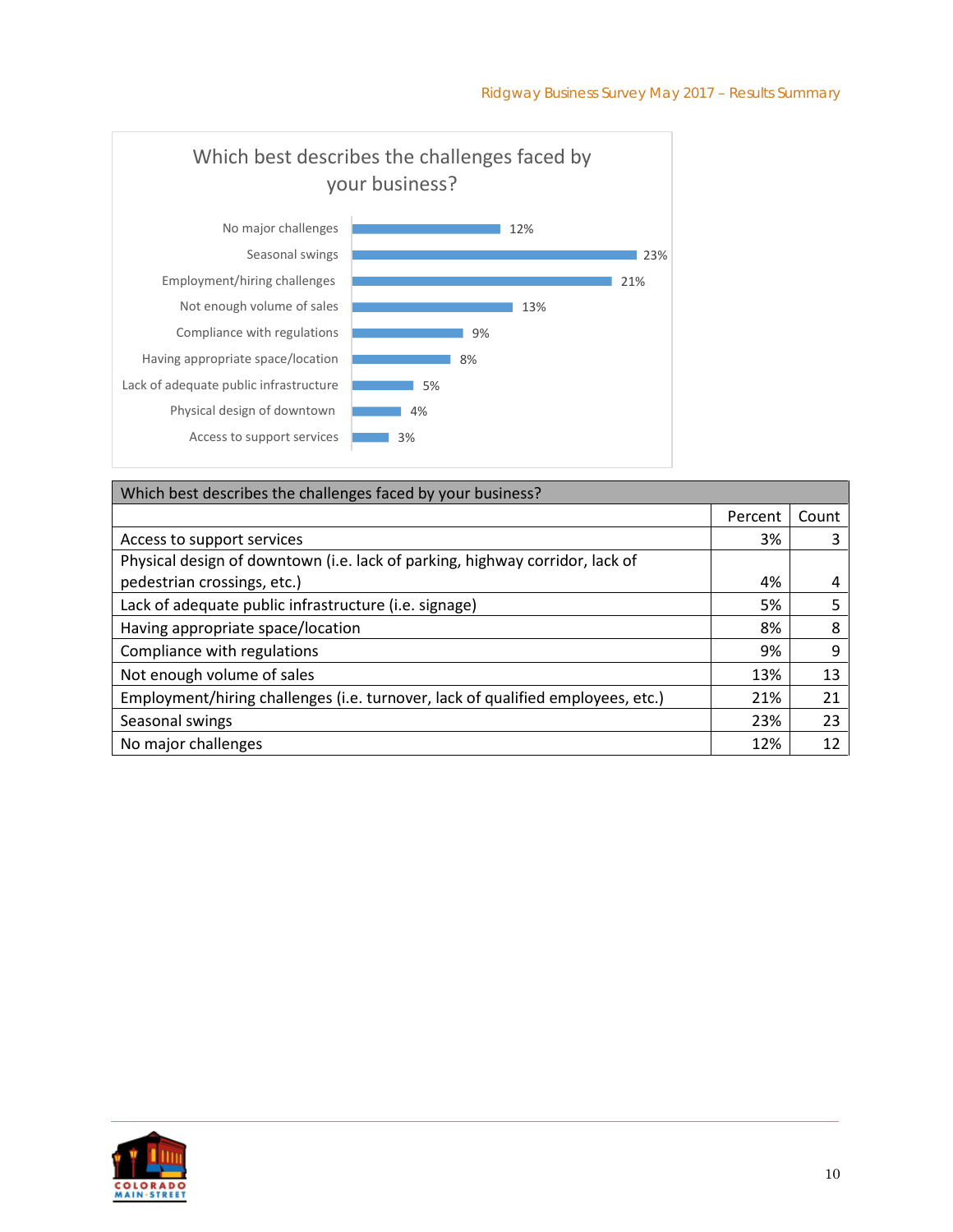## Which best describes the challenges faced by your business?

| Challenge | Percent |
| --- | --- |
| No major challenges | 12% |
| Seasonal swings | 23% |
| Employment/hiring challenges | 21% |
| Not enough volume of sales | 13% |
| Compliance with regulations | 9% |
| Having appropriate space/location | 8% |
| Lack of adequate public infrastructure | 5% |
| Physical design of downtown | 4% |
| Access to support services | 3% |

| Which best describes the challenges faced by your business? | | |
| --- | --- | --- |
| | Percent | Count |
| Access to support services | 3% | 3 |
| Physical design of downtown (i.e. lack of parking, highway corridor, lack of pedestrian crossings, etc.) | 4% | 4 |
| Lack of adequate public infrastructure (i.e. signage) | 5% | 5 |
| Having appropriate space/location | 8% | 8 |
| Compliance with regulations | 9% | 9 |
| Not enough volume of sales | 13% | 13 |
| Employment/hiring challenges (i.e. turnover, lack of qualified employees, etc.) | 21% | 21 |
| Seasonal swings | 23% | 23 |
| No major challenges | 12% | 12 |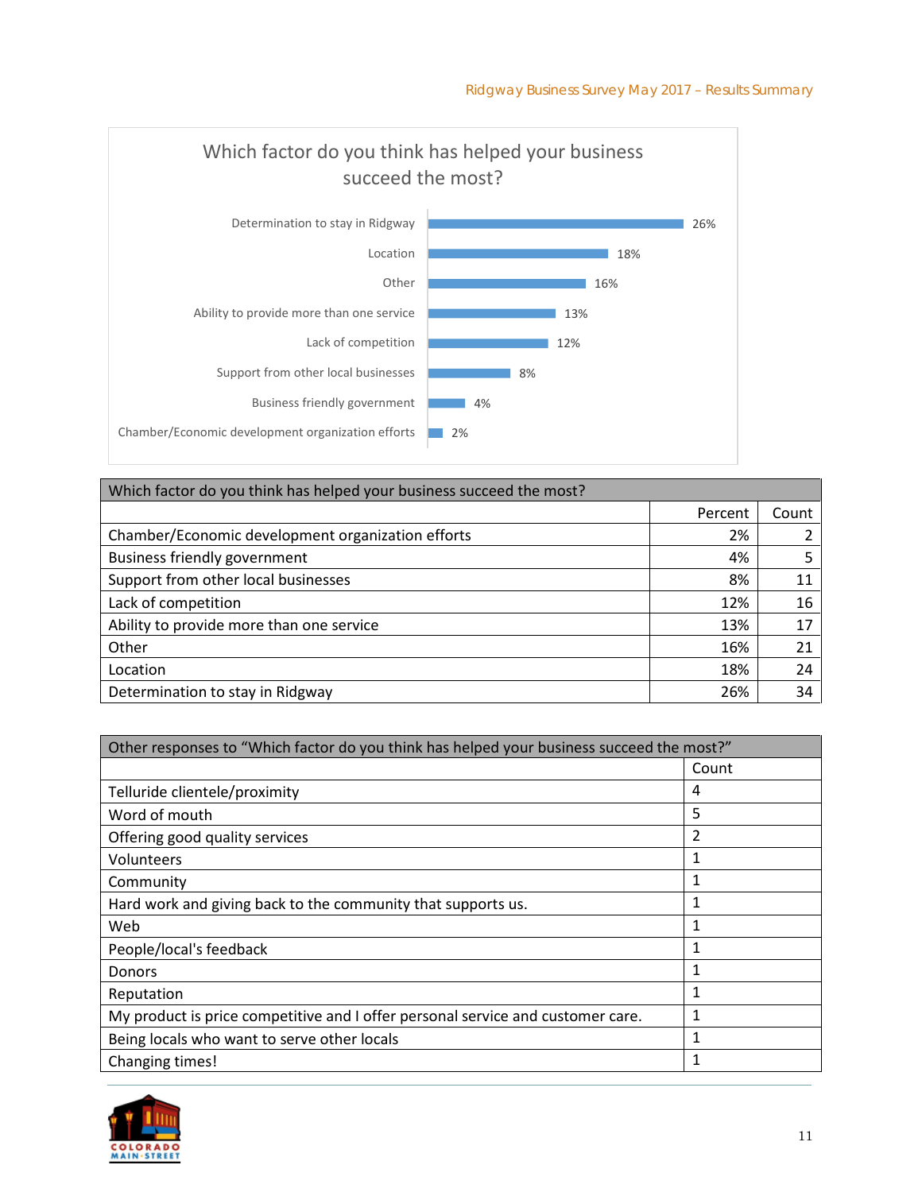Which factor do you think has helped your business succeed the most?

| Factor | Percent |
|---|---|
| Determination to stay in Ridgway | 26% |
| Location | 18% |
| Other | 16% |
| Ability to provide more than one service | 13% |
| Lack of competition | 12% |
| Support from other local businesses | 8% |
| Business friendly government | 4% |
| Chamber/Economic development organization efforts | 2% |

| Which factor do you think has helped your business succeed the most? | | |
|---|---|---|
| | Percent | Count |
| Chamber/Economic development organization efforts | 2% | 2 |
| Business friendly government | 4% | 5 |
| Support from other local businesses | 8% | 11 |
| Lack of competition | 12% | 16 |
| Ability to provide more than one service | 13% | 17 |
| Other | 16% | 21 |
| Location | 18% | 24 |
| Determination to stay in Ridgway | 26% | 34 |

| Other responses to “Which factor do you think has helped your business succeed the most?” | |
|---|---|
| | Count |
| Telluride clientele/proximity | 4 |
| Word of mouth | 5 |
| Offering good quality services | 2 |
| Volunteers | 1 |
| Community | 1 |
| Hard work and giving back to the community that supports us. | 1 |
| Web | 1 |
| People/local's feedback | 1 |
| Donors | 1 |
| Reputation | 1 |
| My product is price competitive and I offer personal service and customer care. | 1 |
| Being locals who want to serve other locals | 1 |
| Changing times! | 1 |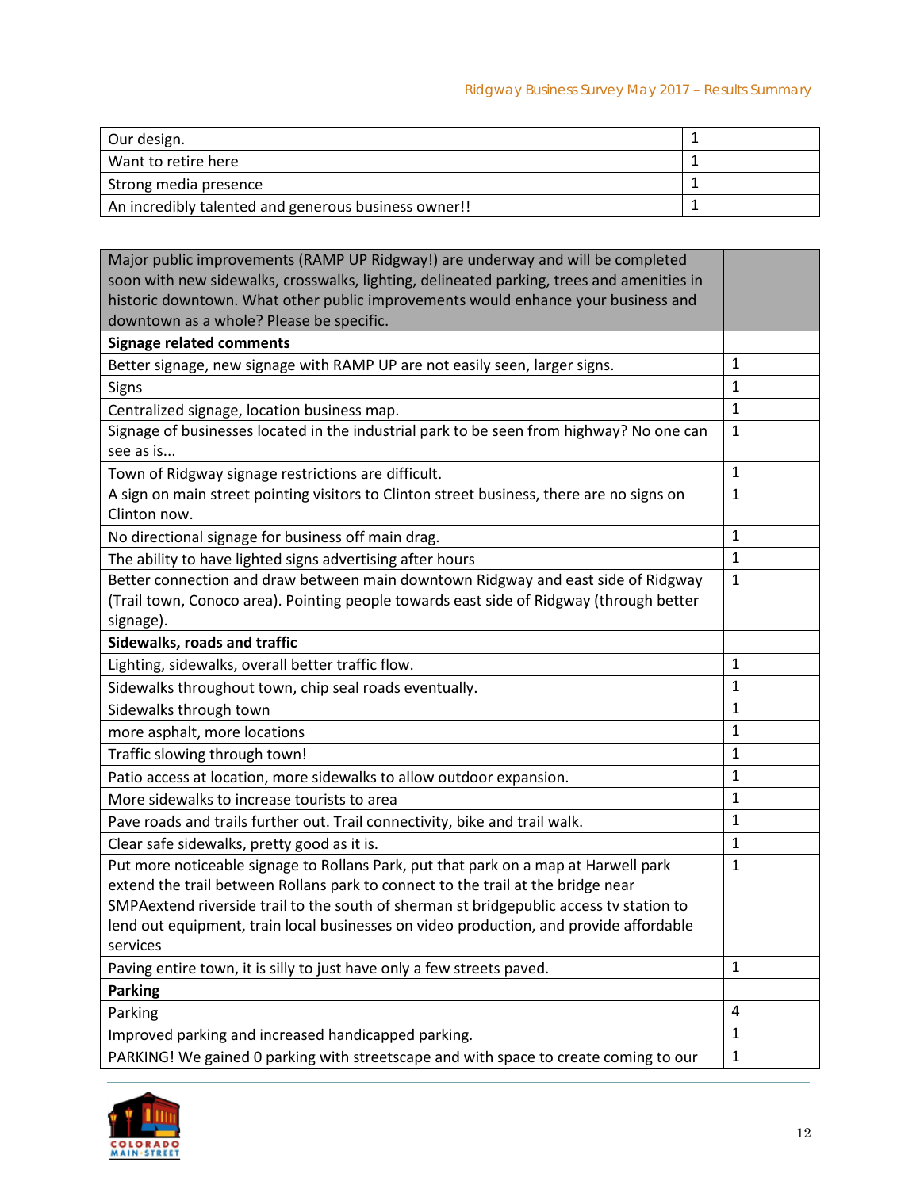| | |
|---|---|
| Our design. | 1 |
| Want to retire here | 1 |
| Strong media presence | 1 |
| An incredibly talented and generous business owner!! | 1 |

| Major public improvements (RAMP UP Ridgway!) are underway and will be completed soon with new sidewalks, crosswalks, lighting, delineated parking, trees and amenities in historic downtown. What other public improvements would enhance your business and downtown as a whole? Please be specific. | |
|---|---|
| **Signage related comments** | |
| Better signage, new signage with RAMP UP are not easily seen, larger signs. | 1 |
| Signs | 1 |
| Centralized signage, location business map. | 1 |
| Signage of businesses located in the industrial park to be seen from highway? No one can see as is... | 1 |
| Town of Ridgway signage restrictions are difficult. | 1 |
| A sign on main street pointing visitors to Clinton street business, there are no signs on Clinton now. | 1 |
| No directional signage for business off main drag. | 1 |
| The ability to have lighted signs advertising after hours | 1 |
| Better connection and draw between main downtown Ridgway and east side of Ridgway (Trail town, Conoco area). Pointing people towards east side of Ridgway (through better signage). | 1 |
| **Sidewalks, roads and traffic** | |
| Lighting, sidewalks, overall better traffic flow. | 1 |
| Sidewalks throughout town, chip seal roads eventually. | 1 |
| Sidewalks through town | 1 |
| more asphalt, more locations | 1 |
| Traffic slowing through town! | 1 |
| Patio access at location, more sidewalks to allow outdoor expansion. | 1 |
| More sidewalks to increase tourists to area | 1 |
| Pave roads and trails further out. Trail connectivity, bike and trail walk. | 1 |
| Clear safe sidewalks, pretty good as it is. | 1 |
| Put more noticeable signage to Rollans Park, put that park on a map at Harwell park extend the trail between Rollans park to connect to the trail at the bridge near SMPAextend riverside trail to the south of sherman st bridgepublic access tv station to lend out equipment, train local businesses on video production, and provide affordable services | 1 |
| Paving entire town, it is silly to just have only a few streets paved. | 1 |
| **Parking** | |
| Parking | 4 |
| Improved parking and increased handicapped parking. | 1 |
| PARKING! We gained 0 parking with streetscape and with space to create coming to our | 1 |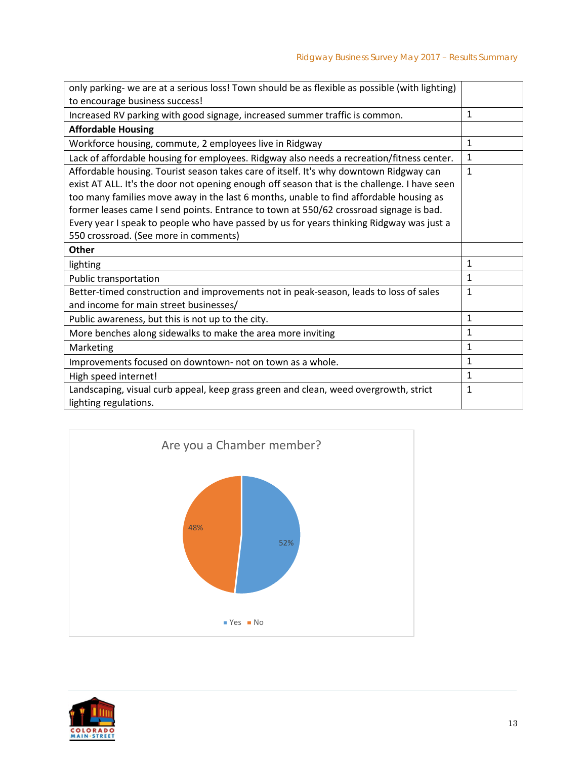| | |
|---|---|
| only parking- we are at a serious loss! Town should be as flexible as possible (with lighting) to encourage business success! | |
| Increased RV parking with good signage, increased summer traffic is common. | 1 |
| **Affordable Housing** | |
| Workforce housing, commute, 2 employees live in Ridgway | 1 |
| Lack of affordable housing for employees. Ridgway also needs a recreation/fitness center. | 1 |
| Affordable housing. Tourist season takes care of itself. It's why downtown Ridgway can exist AT ALL. It's the door not opening enough off season that is the challenge. I have seen too many families move away in the last 6 months, unable to find affordable housing as former leases came I send points. Entrance to town at 550/62 crossroad signage is bad. Every year I speak to people who have passed by us for years thinking Ridgway was just a 550 crossroad. (See more in comments) | 1 |
| **Other** | |
| lighting | 1 |
| Public transportation | 1 |
| Better-timed construction and improvements not in peak-season, leads to loss of sales and income for main street businesses/ | 1 |
| Public awareness, but this is not up to the city. | 1 |
| More benches along sidewalks to make the area more inviting | 1 |
| Marketing | 1 |
| Improvements focused on downtown- not on town as a whole. | 1 |
| High speed internet! | 1 |
| Landscaping, visual curb appeal, keep grass green and clean, weed overgrowth, strict lighting regulations. | 1 |

**Are you a Chamber member?**

| Response | Percent |
|---|---|
| Yes | 52% |
| No | 48% |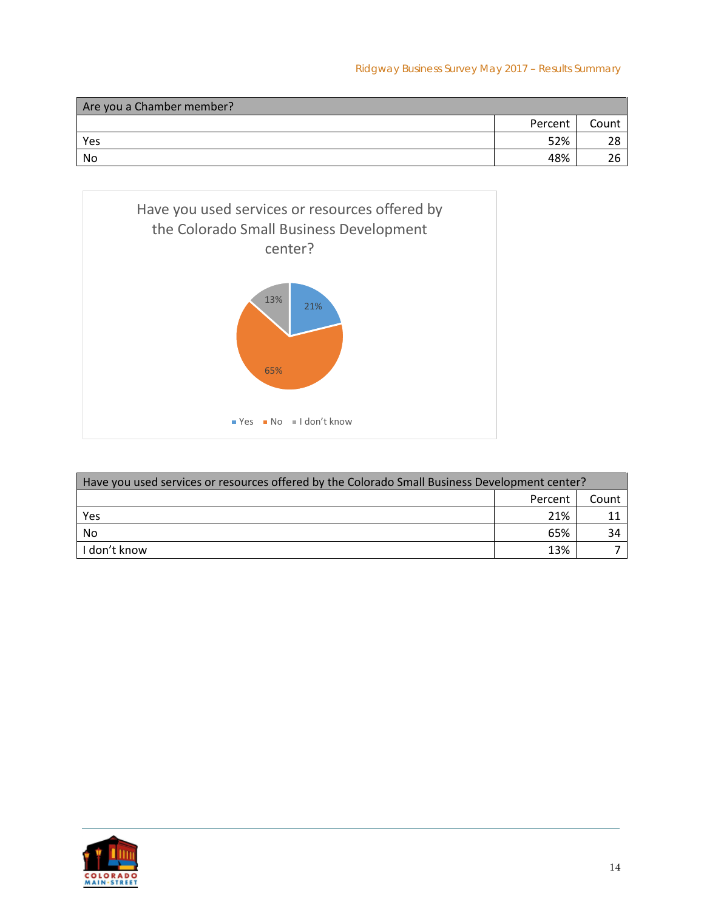| Are you a Chamber member? | | |
|---|---|---|
| | Percent | Count |
| Yes | 52% | 28 |
| No | 48% | 26 |

Have you used services or resources offered by the Colorado Small Business Development center?

| Have you used services or resources offered by the Colorado Small Business Development center? | | |
|---|---|---|
| | Percent | Count |
| Yes | 21% | 11 |
| No | 65% | 34 |
| I don't know | 13% | 7 |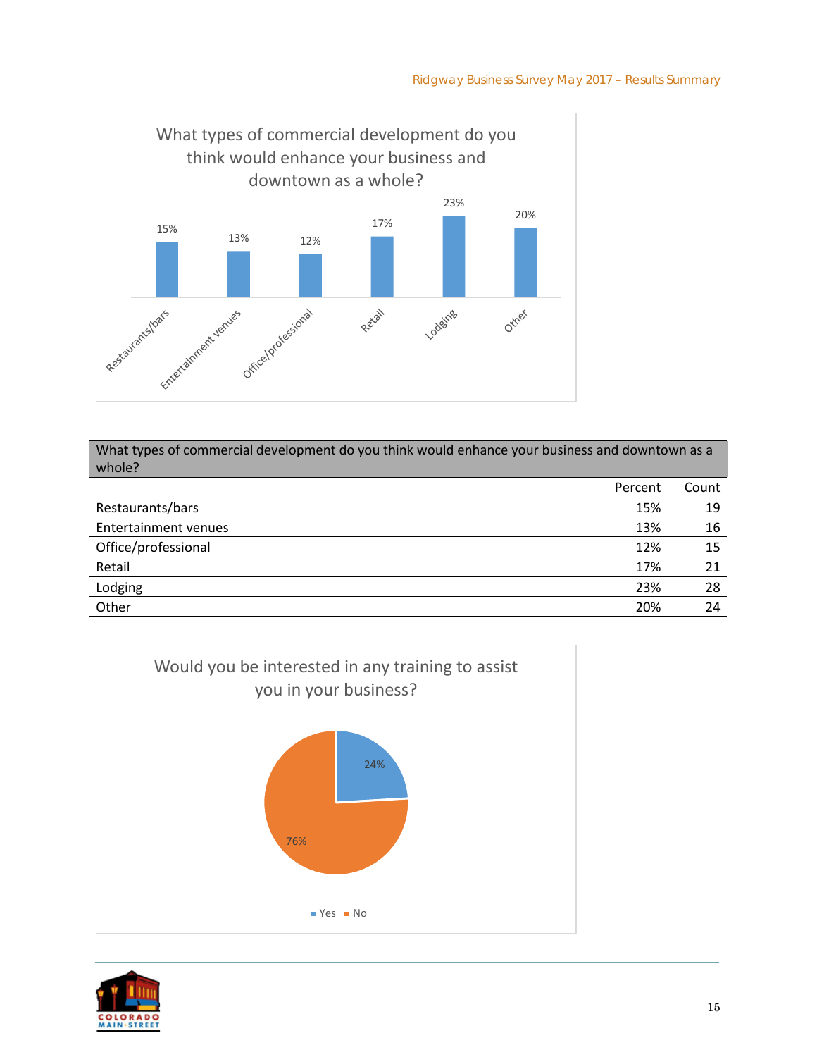What types of commercial development do you think would enhance your business and downtown as a whole?

| Category | Percent |
|---|---|
| Restaurants/bars | 15% |
| Entertainment venues | 13% |
| Office/professional | 12% |
| Retail | 17% |
| Lodging | 23% |
| Other | 20% |

| What types of commercial development do you think would enhance your business and downtown as a whole? | | |
|---|---|---|
| | Percent | Count |
| Restaurants/bars | 15% | 19 |
| Entertainment venues | 13% | 16 |
| Office/professional | 12% | 15 |
| Retail | 17% | 21 |
| Lodging | 23% | 28 |
| Other | 20% | 24 |

Would you be interested in any training to assist you in your business?

| Response | Percent |
|---|---|
| Yes | 24% |
| No | 76% |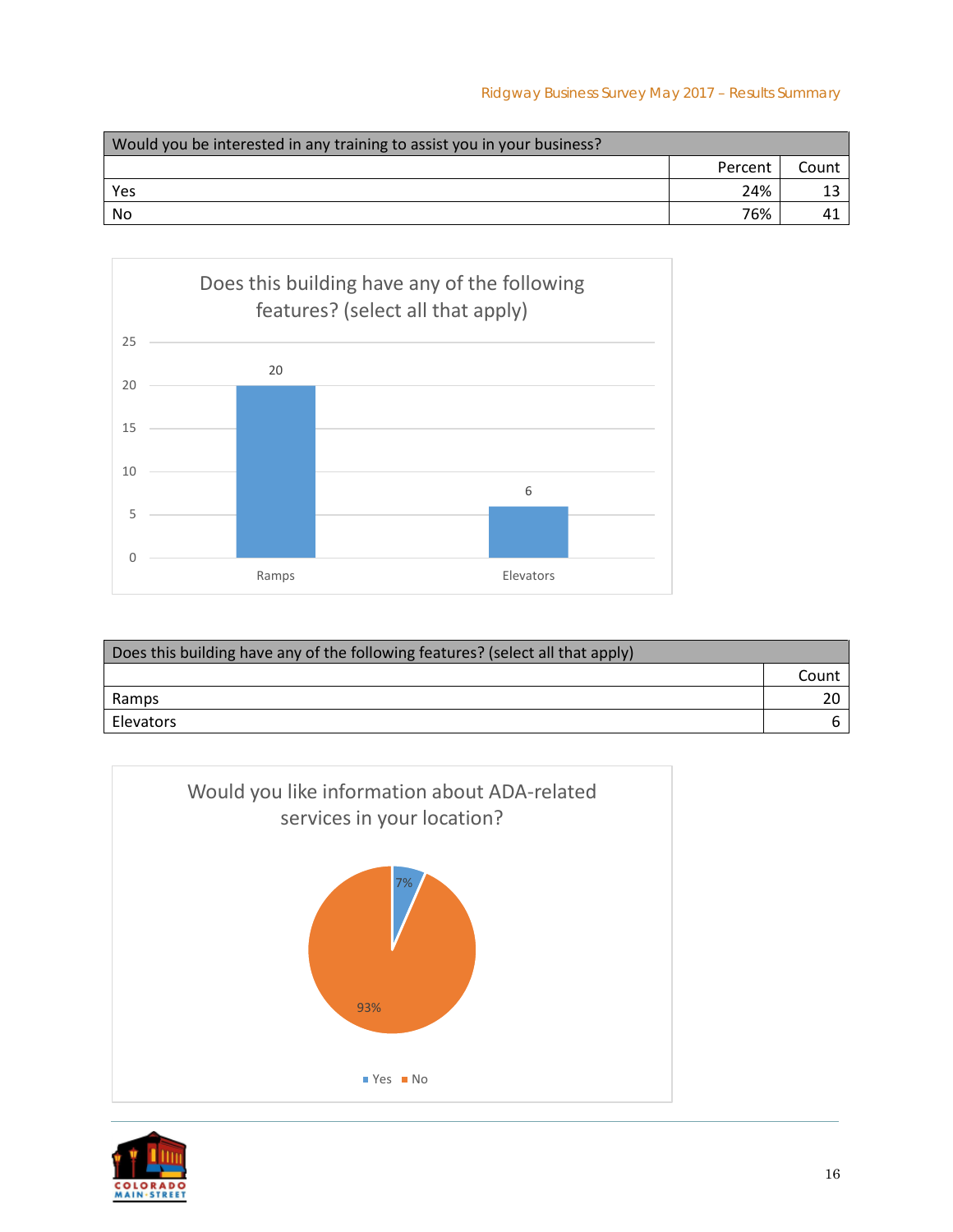| Would you be interested in any training to assist you in your business? | | |
|---|---|---|
| | Percent | Count |
| Yes | 24% | 13 |
| No | 76% | 41 |

Does this building have any of the following features? (select all that apply)

| | Count |
|---|---|
| Ramps | 20 |
| Elevators | 6 |

| Does this building have any of the following features? (select all that apply) | |
|---|---|
| | Count |
| Ramps | 20 |
| Elevators | 6 |

Would you like information about ADA-related services in your location?

| | Percent |
|---|---|
| Yes | 7% |
| No | 93% |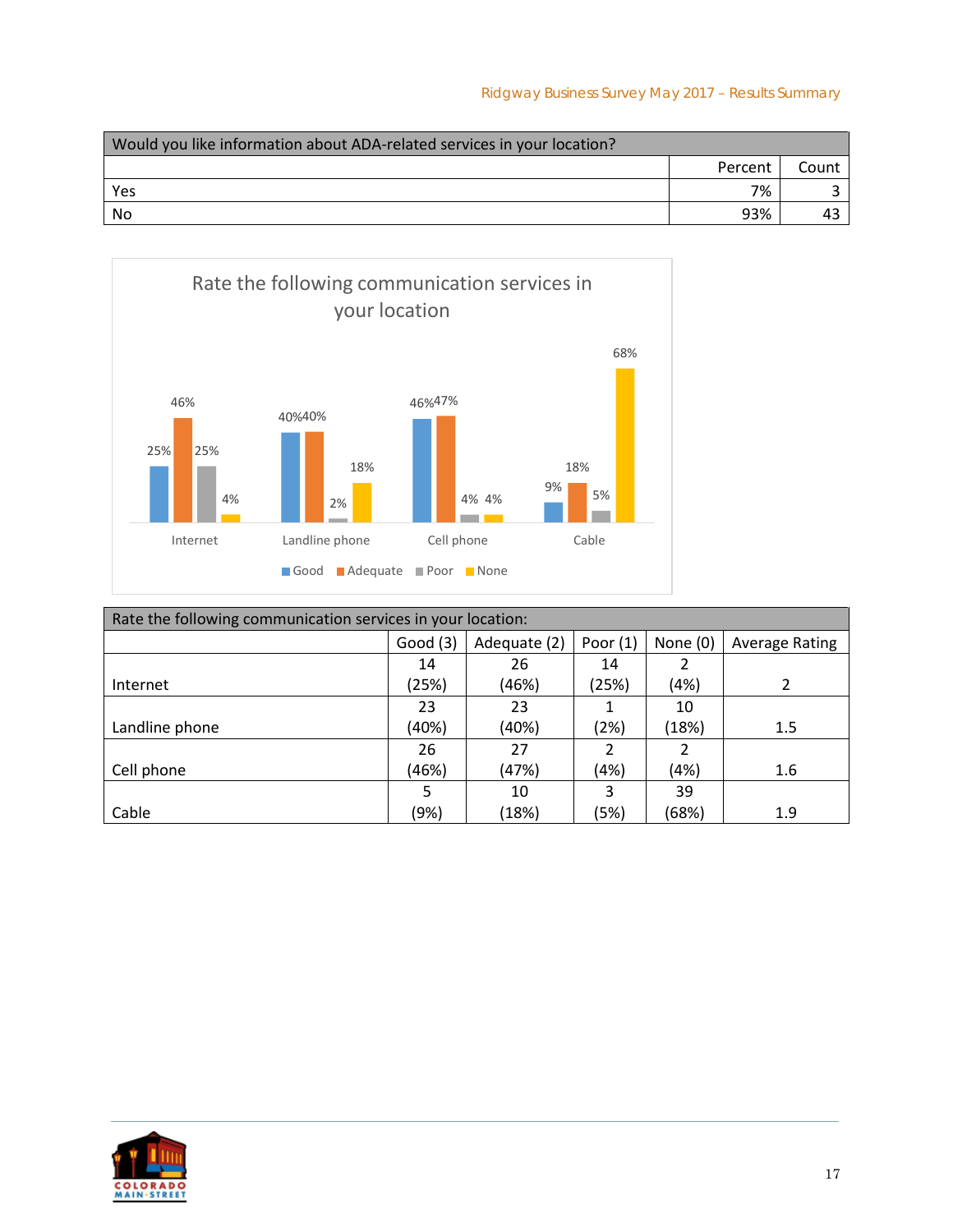| Would you like information about ADA-related services in your location? | | |
|---|---|---|
| | Percent | Count |
| Yes | 7% | 3 |
| No | 93% | 43 |

Rate the following communication services in your location

| | Good | Adequate | Poor | None |
|---|---|---|---|---|
| Internet | 25% | 46% | 25% | 4% |
| Landline phone | 40% | 40% | 2% | 18% |
| Cell phone | 46% | 47% | 4% | 4% |
| Cable | 9% | 18% | 5% | 68% |

| Rate the following communication services in your location: | | | | | |
|---|---|---|---|---|---|
| | Good (3) | Adequate (2) | Poor (1) | None (0) | Average Rating |
| Internet | 14 (25%) | 26 (46%) | 14 (25%) | 2 (4%) | 2 |
| Landline phone | 23 (40%) | 23 (40%) | 1 (2%) | 10 (18%) | 1.5 |
| Cell phone | 26 (46%) | 27 (47%) | 2 (4%) | 2 (4%) | 1.6 |
| Cable | 5 (9%) | 10 (18%) | 3 (5%) | 39 (68%) | 1.9 |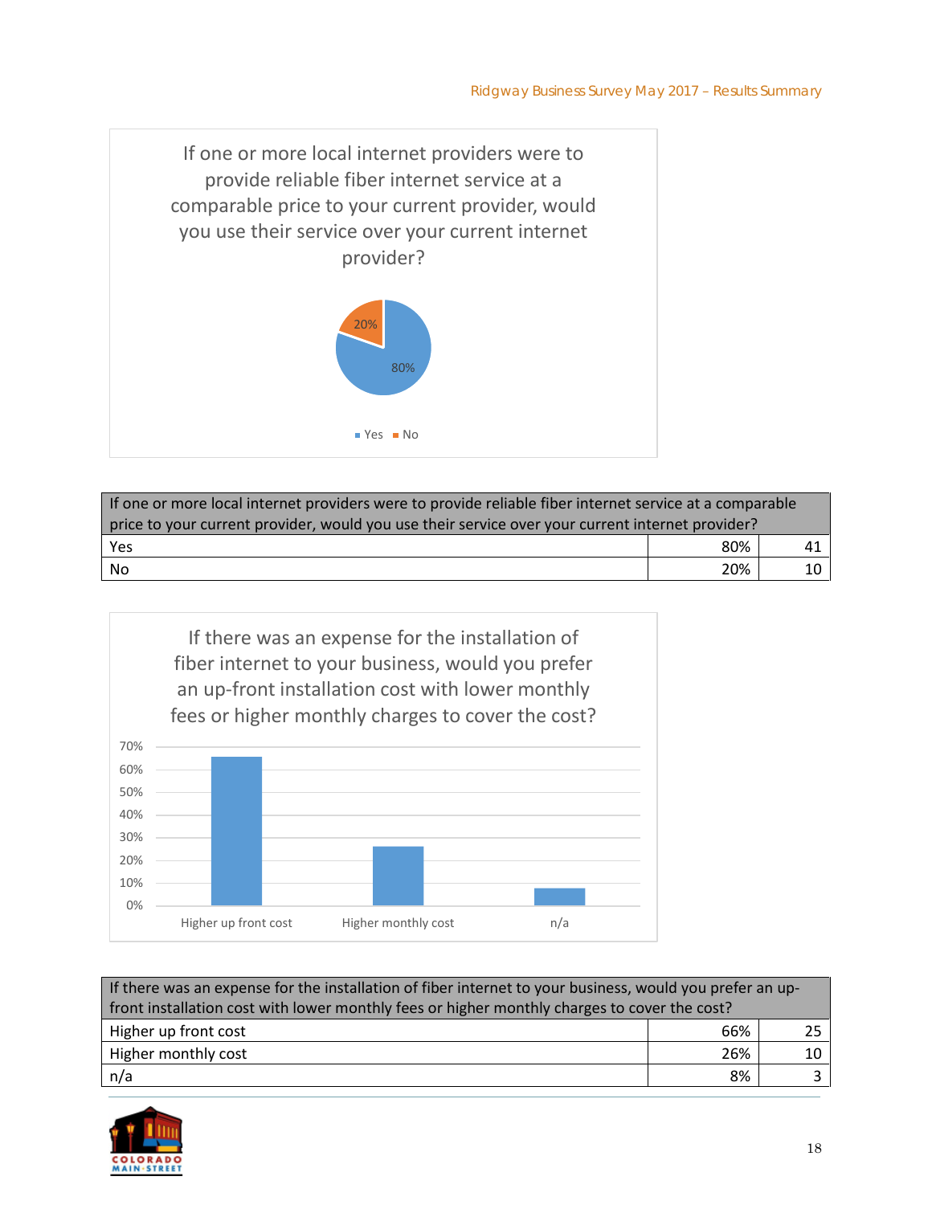If one or more local internet providers were to provide reliable fiber internet service at a comparable price to your current provider, would you use their service over your current internet provider?

- Yes: 80%
- No: 20%

| If one or more local internet providers were to provide reliable fiber internet service at a comparable price to your current provider, would you use their service over your current internet provider? | | |
|---|---|---|
| Yes | 80% | 41 |
| No | 20% | 10 |

If there was an expense for the installation of fiber internet to your business, would you prefer an up-front installation cost with lower monthly fees or higher monthly charges to cover the cost?

- Higher up front cost
- Higher monthly cost
- n/a

| If there was an expense for the installation of fiber internet to your business, would you prefer an up-front installation cost with lower monthly fees or higher monthly charges to cover the cost? | | |
|---|---|---|
| Higher up front cost | 66% | 25 |
| Higher monthly cost | 26% | 10 |
| n/a | 8% | 3 |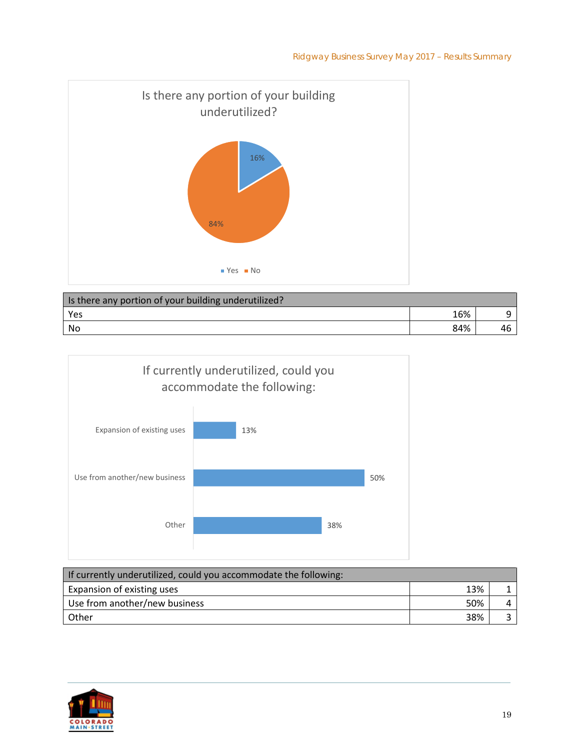Is there any portion of your building underutilized?

| Is there any portion of your building underutilized? | | |
|---|---|---|
| Yes | 16% | 9 |
| No | 84% | 46 |

If currently underutilized, could you accommodate the following:

| If currently underutilized, could you accommodate the following: | | |
|---|---|---|
| Expansion of existing uses | 13% | 1 |
| Use from another/new business | 50% | 4 |
| Other | 38% | 3 |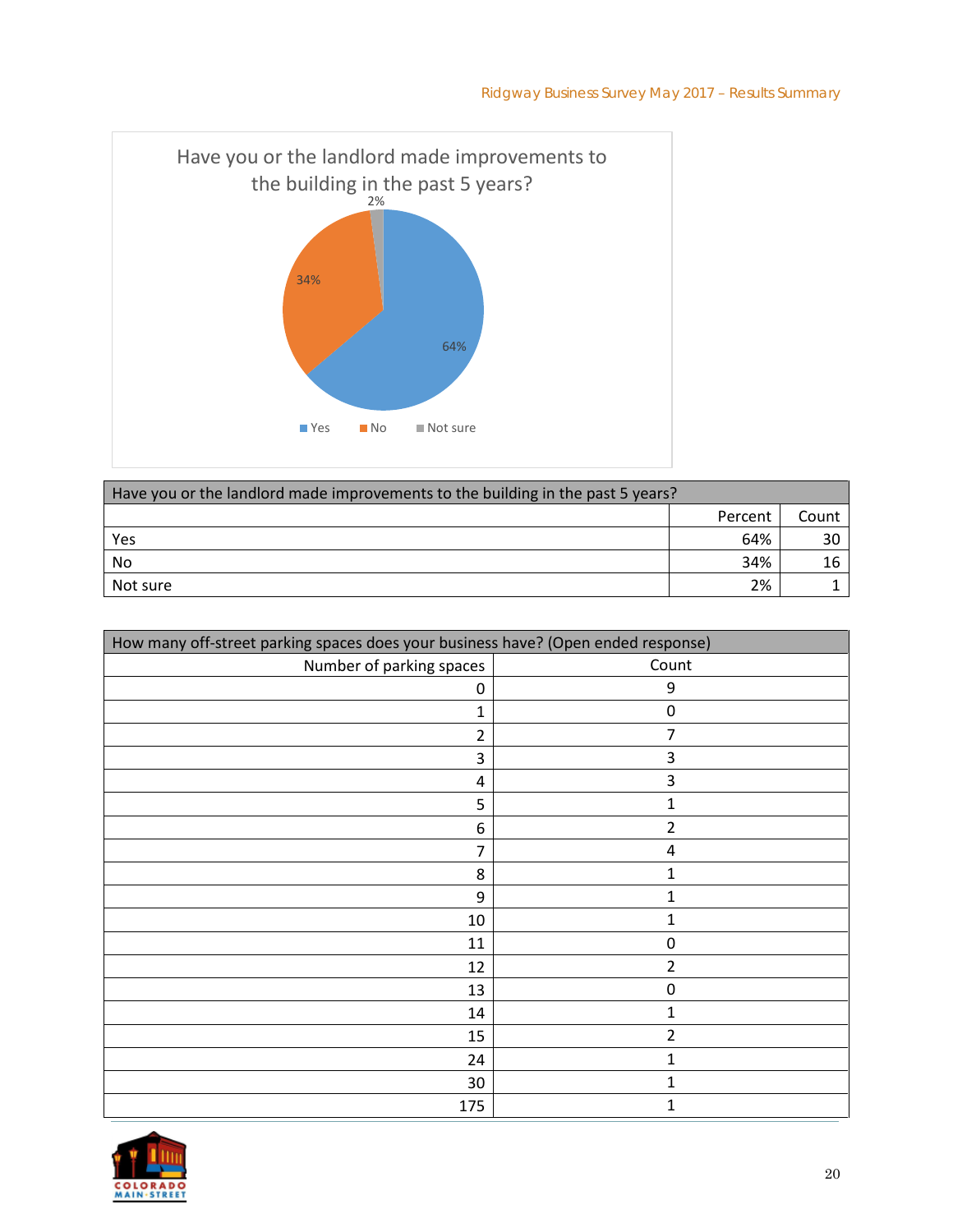Have you or the landlord made improvements to the building in the past 5 years?

| Have you or the landlord made improvements to the building in the past 5 years? | | |
|---|---|---|
| | Percent | Count |
| Yes | 64% | 30 |
| No | 34% | 16 |
| Not sure | 2% | 1 |

| How many off-street parking spaces does your business have? (Open ended response) | |
|---|---|
| Number of parking spaces | Count |
| 0 | 9 |
| 1 | 0 |
| 2 | 7 |
| 3 | 3 |
| 4 | 3 |
| 5 | 1 |
| 6 | 2 |
| 7 | 4 |
| 8 | 1 |
| 9 | 1 |
| 10 | 1 |
| 11 | 0 |
| 12 | 2 |
| 13 | 0 |
| 14 | 1 |
| 15 | 2 |
| 24 | 1 |
| 30 | 1 |
| 175 | 1 |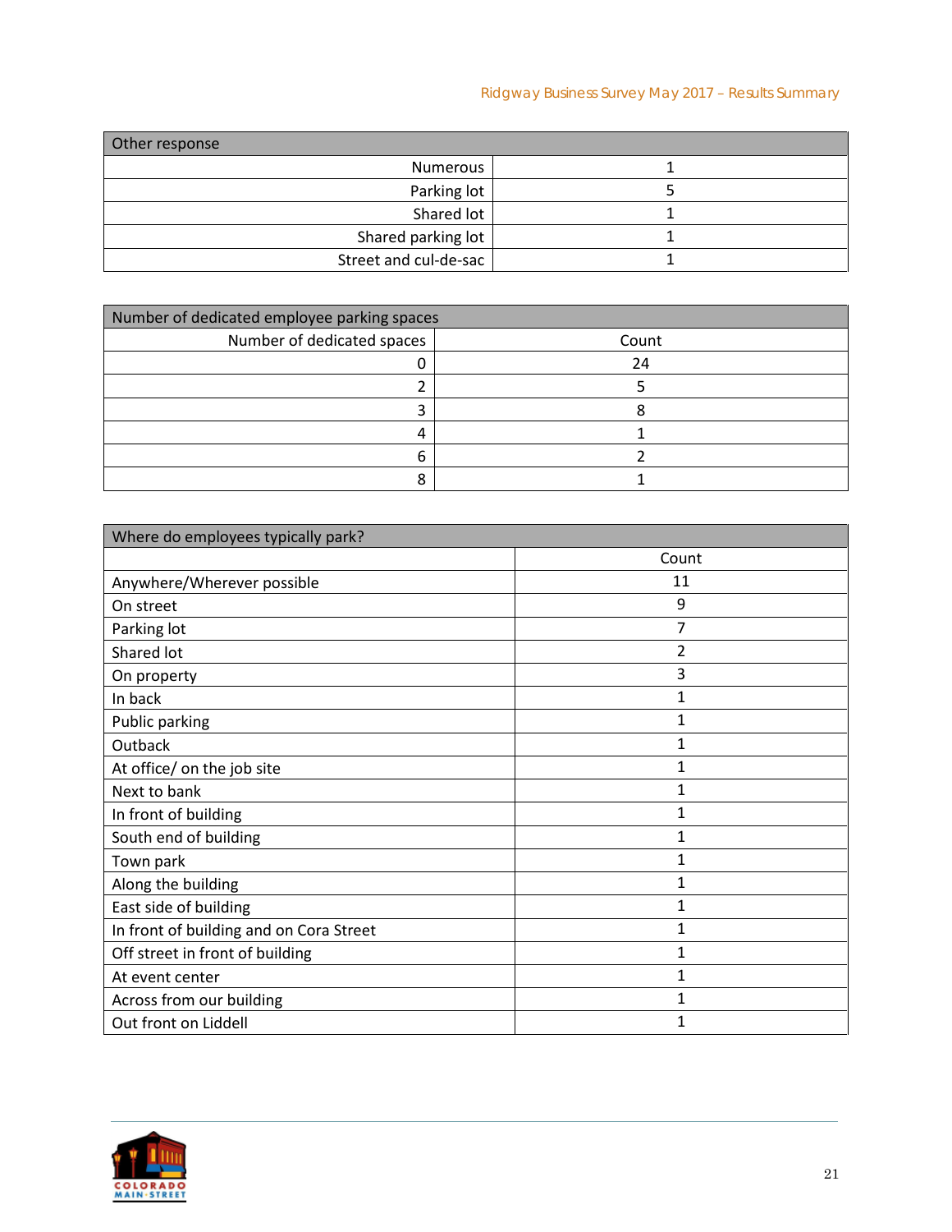| Other response | |
| --- | --- |
| Numerous | 1 |
| Parking lot | 5 |
| Shared lot | 1 |
| Shared parking lot | 1 |
| Street and cul-de-sac | 1 |

| Number of dedicated employee parking spaces | |
| --- | --- |
| Number of dedicated spaces | Count |
| 0 | 24 |
| 2 | 5 |
| 3 | 8 |
| 4 | 1 |
| 6 | 2 |
| 8 | 1 |

| Where do employees typically park? | |
| --- | --- |
| | Count |
| Anywhere/Wherever possible | 11 |
| On street | 9 |
| Parking lot | 7 |
| Shared lot | 2 |
| On property | 3 |
| In back | 1 |
| Public parking | 1 |
| Outback | 1 |
| At office/ on the job site | 1 |
| Next to bank | 1 |
| In front of building | 1 |
| South end of building | 1 |
| Town park | 1 |
| Along the building | 1 |
| East side of building | 1 |
| In front of building and on Cora Street | 1 |
| Off street in front of building | 1 |
| At event center | 1 |
| Across from our building | 1 |
| Out front on Liddell | 1 |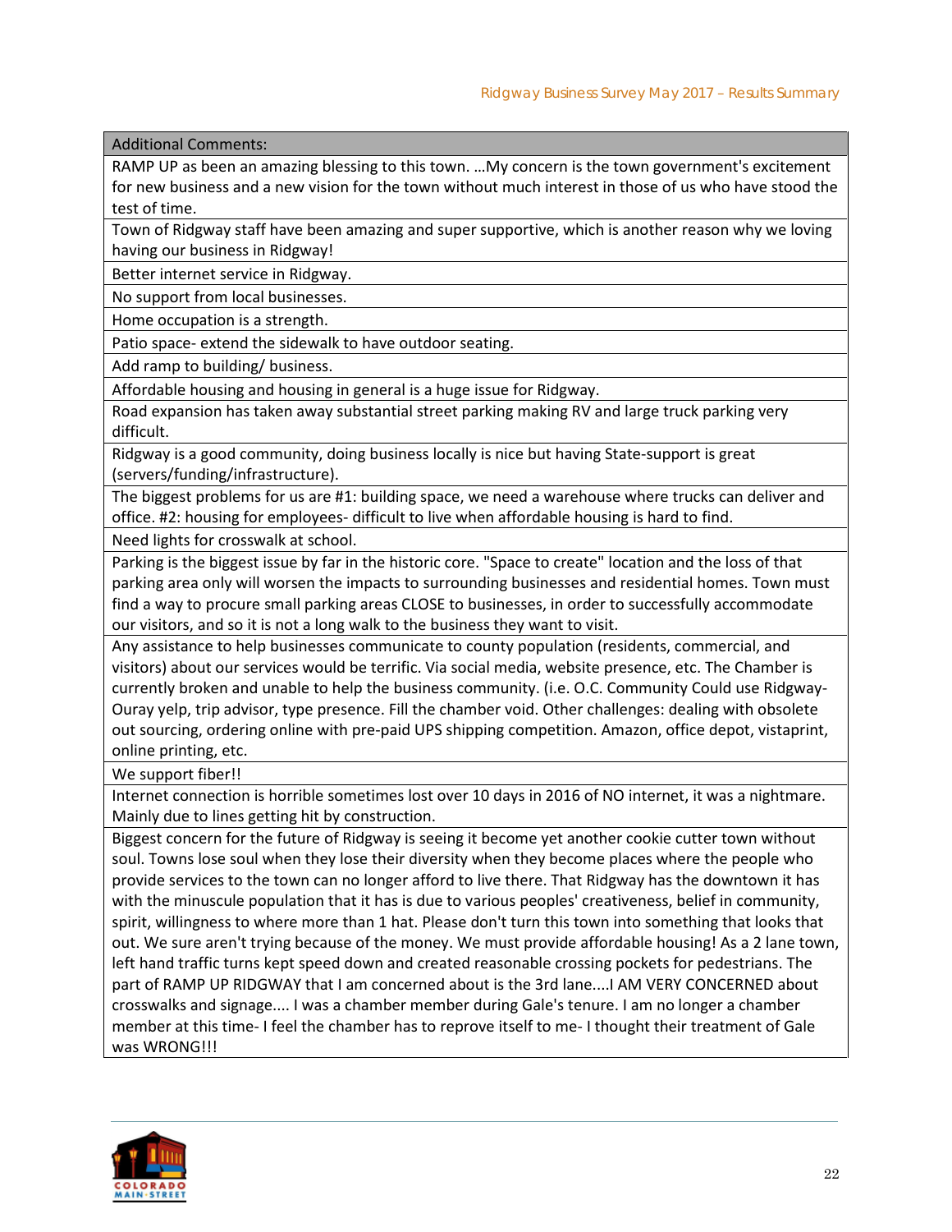| Additional Comments: |
| --- |
| RAMP UP as been an amazing blessing to this town. …My concern is the town government's excitement for new business and a new vision for the town without much interest in those of us who have stood the test of time. |
| Town of Ridgway staff have been amazing and super supportive, which is another reason why we loving having our business in Ridgway! |
| Better internet service in Ridgway. |
| No support from local businesses. |
| Home occupation is a strength. |
| Patio space- extend the sidewalk to have outdoor seating. |
| Add ramp to building/ business. |
| Affordable housing and housing in general is a huge issue for Ridgway. |
| Road expansion has taken away substantial street parking making RV and large truck parking very difficult. |
| Ridgway is a good community, doing business locally is nice but having State-support is great (servers/funding/infrastructure). |
| The biggest problems for us are #1: building space, we need a warehouse where trucks can deliver and office. #2: housing for employees- difficult to live when affordable housing is hard to find. |
| Need lights for crosswalk at school. |
| Parking is the biggest issue by far in the historic core. "Space to create" location and the loss of that parking area only will worsen the impacts to surrounding businesses and residential homes. Town must find a way to procure small parking areas CLOSE to businesses, in order to successfully accommodate our visitors, and so it is not a long walk to the business they want to visit. |
| Any assistance to help businesses communicate to county population (residents, commercial, and visitors) about our services would be terrific. Via social media, website presence, etc. The Chamber is currently broken and unable to help the business community. (i.e. O.C. Community Could use Ridgway-Ouray yelp, trip advisor, type presence. Fill the chamber void. Other challenges: dealing with obsolete out sourcing, ordering online with pre-paid UPS shipping competition. Amazon, office depot, vistaprint, online printing, etc. |
| We support fiber!! |
| Internet connection is horrible sometimes lost over 10 days in 2016 of NO internet, it was a nightmare. Mainly due to lines getting hit by construction. |
| Biggest concern for the future of Ridgway is seeing it become yet another cookie cutter town without soul. Towns lose soul when they lose their diversity when they become places where the people who provide services to the town can no longer afford to live there. That Ridgway has the downtown it has with the minuscule population that it has is due to various peoples' creativeness, belief in community, spirit, willingness to where more than 1 hat. Please don't turn this town into something that looks that out. We sure aren't trying because of the money. We must provide affordable housing! As a 2 lane town, left hand traffic turns kept speed down and created reasonable crossing pockets for pedestrians. The part of RAMP UP RIDGWAY that I am concerned about is the 3rd lane....I AM VERY CONCERNED about crosswalks and signage.... I was a chamber member during Gale's tenure. I am no longer a chamber member at this time- I feel the chamber has to reprove itself to me- I thought their treatment of Gale was WRONG!!! |